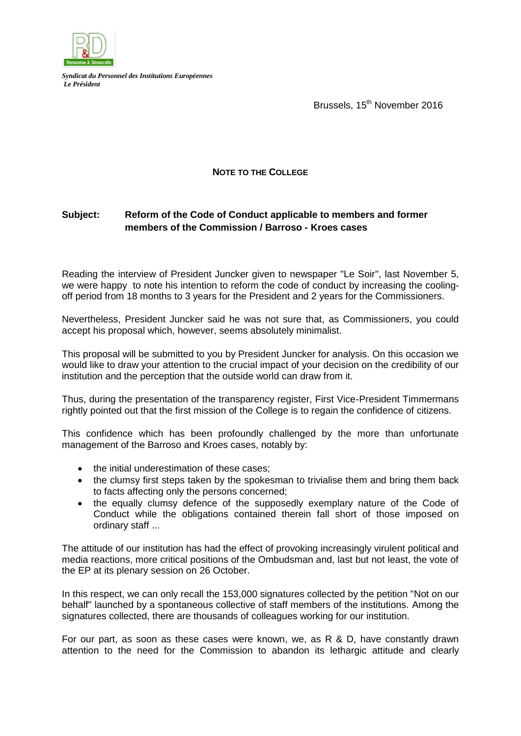*Syndicat du Personnel des Institutions Européennes*
*Le Président*

Brussels, 15th November 2016

**NOTE TO THE COLLEGE**

**Subject: Reform of the Code of Conduct applicable to members and former members of the Commission / Barroso - Kroes cases**

Reading the interview of President Juncker given to newspaper "Le Soir", last November 5, we were happy to note his intention to reform the code of conduct by increasing the cooling-off period from 18 months to 3 years for the President and 2 years for the Commissioners.

Nevertheless, President Juncker said he was not sure that, as Commissioners, you could accept his proposal which, however, seems absolutely minimalist.

This proposal will be submitted to you by President Juncker for analysis. On this occasion we would like to draw your attention to the crucial impact of your decision on the credibility of our institution and the perception that the outside world can draw from it.

Thus, during the presentation of the transparency register, First Vice-President Timmermans rightly pointed out that the first mission of the College is to regain the confidence of citizens.

This confidence which has been profoundly challenged by the more than unfortunate management of the Barroso and Kroes cases, notably by:

- the initial underestimation of these cases;
- the clumsy first steps taken by the spokesman to trivialise them and bring them back to facts affecting only the persons concerned;
- the equally clumsy defence of the supposedly exemplary nature of the Code of Conduct while the obligations contained therein fall short of those imposed on ordinary staff ...

The attitude of our institution has had the effect of provoking increasingly virulent political and media reactions, more critical positions of the Ombudsman and, last but not least, the vote of the EP at its plenary session on 26 October.

In this respect, we can only recall the 153,000 signatures collected by the petition "Not on our behalf" launched by a spontaneous collective of staff members of the institutions. Among the signatures collected, there are thousands of colleagues working for our institution.

For our part, as soon as these cases were known, we, as R & D, have constantly drawn attention to the need for the Commission to abandon its lethargic attitude and clearly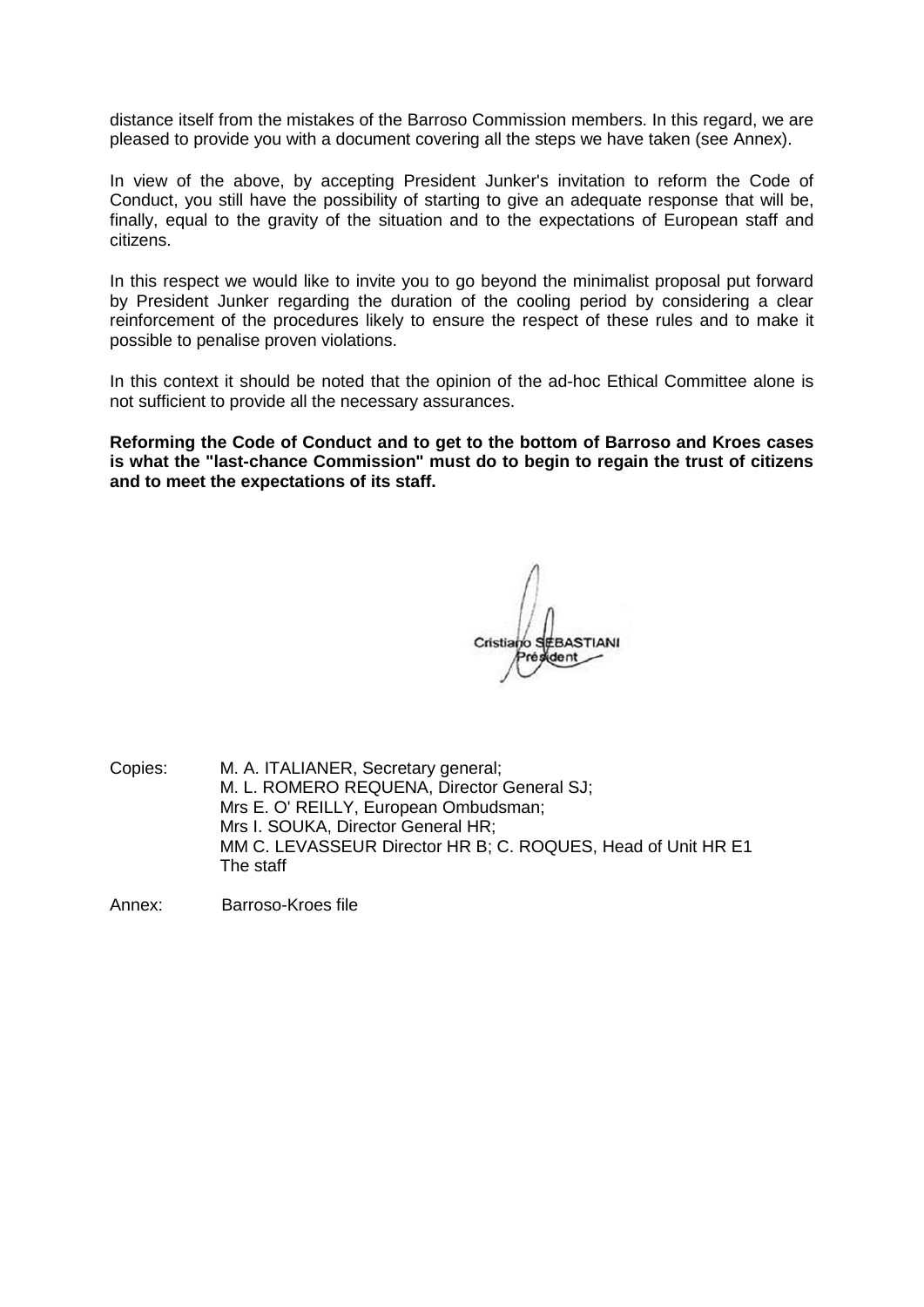distance itself from the mistakes of the Barroso Commission members. In this regard, we are pleased to provide you with a document covering all the steps we have taken (see Annex).

In view of the above, by accepting President Junker's invitation to reform the Code of Conduct, you still have the possibility of starting to give an adequate response that will be, finally, equal to the gravity of the situation and to the expectations of European staff and citizens.

In this respect we would like to invite you to go beyond the minimalist proposal put forward by President Junker regarding the duration of the cooling period by considering a clear reinforcement of the procedures likely to ensure the respect of these rules and to make it possible to penalise proven violations.

In this context it should be noted that the opinion of the ad-hoc Ethical Committee alone is not sufficient to provide all the necessary assurances.

**Reforming the Code of Conduct and to get to the bottom of Barroso and Kroes cases is what the "last-chance Commission" must do to begin to regain the trust of citizens and to meet the expectations of its staff.**

Cristiano SEBASTIANI
Président

Copies: M. A. ITALIANER, Secretary general;
M. L. ROMERO REQUENA, Director General SJ;
Mrs E. O' REILLY, European Ombudsman;
Mrs I. SOUKA, Director General HR;
MM C. LEVASSEUR Director HR B; C. ROQUES, Head of Unit HR E1
The staff

Annex: Barroso-Kroes file